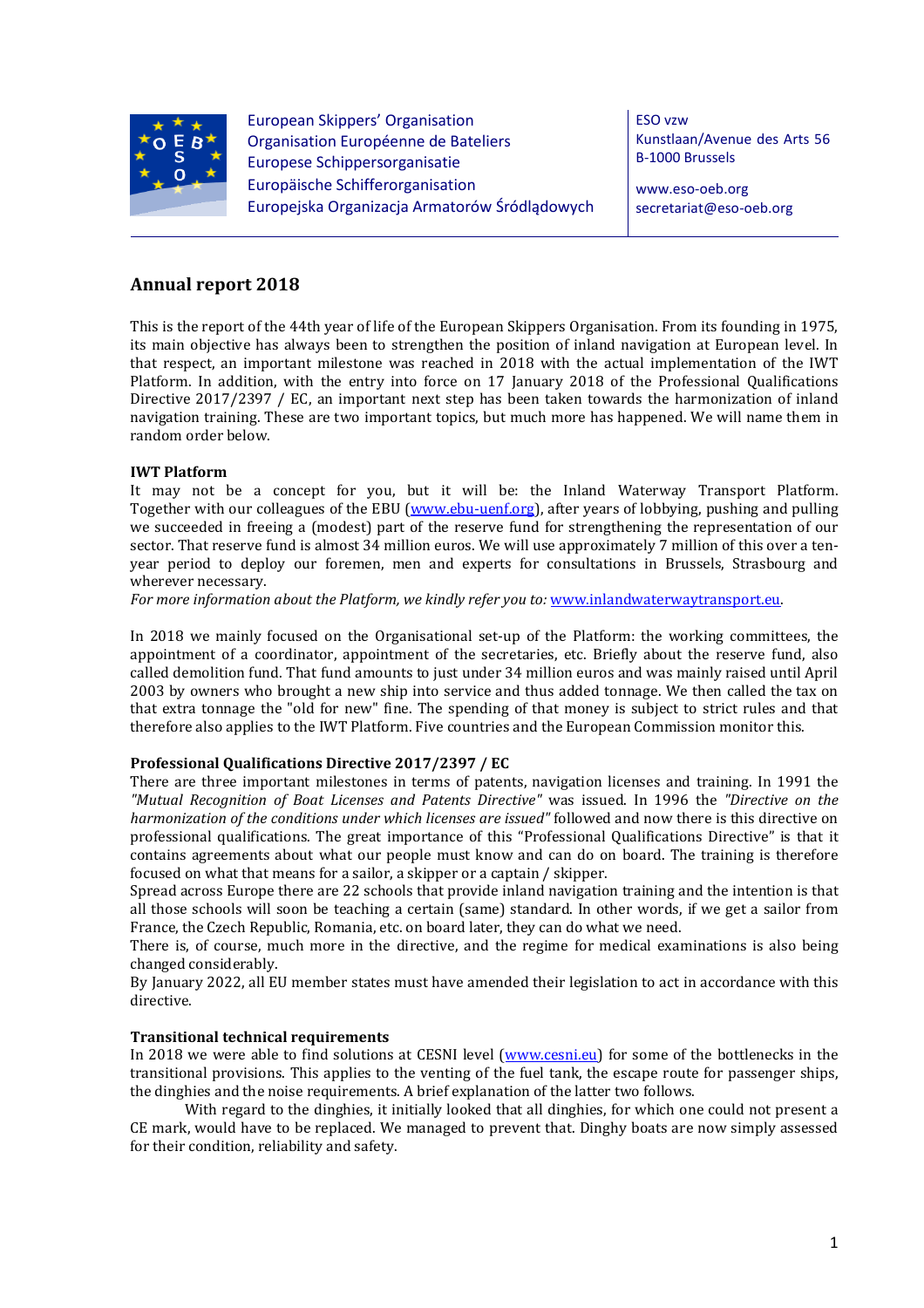European Skippers' Organisation
Organisation Européenne de Bateliers
Europese Schippersorganisatie
Europäische Schifferorganisation
Europejska Organizacja Armatorów Śródlądowych

ESO vzw
Kunstlaan/Avenue des Arts 56
B-1000 Brussels

www.eso-oeb.org
secretariat@eso-oeb.org

## Annual report 2018

This is the report of the 44th year of life of the European Skippers Organisation. From its founding in 1975, its main objective has always been to strengthen the position of inland navigation at European level. In that respect, an important milestone was reached in 2018 with the actual implementation of the IWT Platform. In addition, with the entry into force on 17 January 2018 of the Professional Qualifications Directive 2017/2397 / EC, an important next step has been taken towards the harmonization of inland navigation training. These are two important topics, but much more has happened. We will name them in random order below.

**IWT Platform**

It may not be a concept for you, but it will be: the Inland Waterway Transport Platform. Together with our colleagues of the EBU (www.ebu-uenf.org), after years of lobbying, pushing and pulling we succeeded in freeing a (modest) part of the reserve fund for strengthening the representation of our sector. That reserve fund is almost 34 million euros. We will use approximately 7 million of this over a ten-year period to deploy our foremen, men and experts for consultations in Brussels, Strasbourg and wherever necessary.

*For more information about the Platform, we kindly refer you to:* www.inlandwaterwaytransport.eu.

In 2018 we mainly focused on the Organisational set-up of the Platform: the working committees, the appointment of a coordinator, appointment of the secretaries, etc. Briefly about the reserve fund, also called demolition fund. That fund amounts to just under 34 million euros and was mainly raised until April 2003 by owners who brought a new ship into service and thus added tonnage. We then called the tax on that extra tonnage the "old for new" fine. The spending of that money is subject to strict rules and that therefore also applies to the IWT Platform. Five countries and the European Commission monitor this.

**Professional Qualifications Directive 2017/2397 / EC**

There are three important milestones in terms of patents, navigation licenses and training. In 1991 the *"Mutual Recognition of Boat Licenses and Patents Directive"* was issued. In 1996 the *"Directive on the harmonization of the conditions under which licenses are issued"* followed and now there is this directive on professional qualifications. The great importance of this "Professional Qualifications Directive" is that it contains agreements about what our people must know and can do on board. The training is therefore focused on what that means for a sailor, a skipper or a captain / skipper.

Spread across Europe there are 22 schools that provide inland navigation training and the intention is that all those schools will soon be teaching a certain (same) standard. In other words, if we get a sailor from France, the Czech Republic, Romania, etc. on board later, they can do what we need.

There is, of course, much more in the directive, and the regime for medical examinations is also being changed considerably.

By January 2022, all EU member states must have amended their legislation to act in accordance with this directive.

**Transitional technical requirements**

In 2018 we were able to find solutions at CESNI level (www.cesni.eu) for some of the bottlenecks in the transitional provisions. This applies to the venting of the fuel tank, the escape route for passenger ships, the dinghies and the noise requirements. A brief explanation of the latter two follows.

With regard to the dinghies, it initially looked that all dinghies, for which one could not present a CE mark, would have to be replaced. We managed to prevent that. Dinghy boats are now simply assessed for their condition, reliability and safety.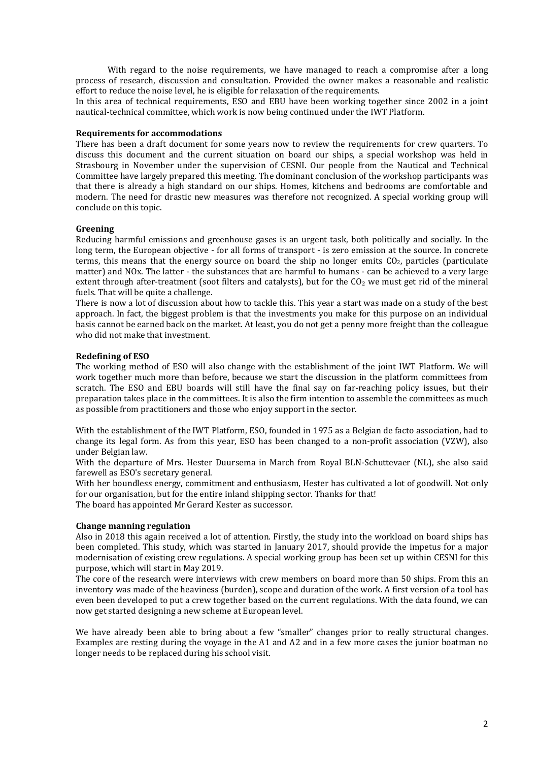With regard to the noise requirements, we have managed to reach a compromise after a long process of research, discussion and consultation. Provided the owner makes a reasonable and realistic effort to reduce the noise level, he is eligible for relaxation of the requirements.
In this area of technical requirements, ESO and EBU have been working together since 2002 in a joint nautical-technical committee, which work is now being continued under the IWT Platform.

**Requirements for accommodations**
There has been a draft document for some years now to review the requirements for crew quarters. To discuss this document and the current situation on board our ships, a special workshop was held in Strasbourg in November under the supervision of CESNI. Our people from the Nautical and Technical Committee have largely prepared this meeting. The dominant conclusion of the workshop participants was that there is already a high standard on our ships. Homes, kitchens and bedrooms are comfortable and modern. The need for drastic new measures was therefore not recognized. A special working group will conclude on this topic.

**Greening**
Reducing harmful emissions and greenhouse gases is an urgent task, both politically and socially. In the long term, the European objective - for all forms of transport - is zero emission at the source. In concrete terms, this means that the energy source on board the ship no longer emits $CO_2$, particles (particulate matter) and NOx. The latter - the substances that are harmful to humans - can be achieved to a very large extent through after-treatment (soot filters and catalysts), but for the $CO_2$ we must get rid of the mineral fuels. That will be quite a challenge.
There is now a lot of discussion about how to tackle this. This year a start was made on a study of the best approach. In fact, the biggest problem is that the investments you make for this purpose on an individual basis cannot be earned back on the market. At least, you do not get a penny more freight than the colleague who did not make that investment.

**Redefining of ESO**
The working method of ESO will also change with the establishment of the joint IWT Platform. We will work together much more than before, because we start the discussion in the platform committees from scratch. The ESO and EBU boards will still have the final say on far-reaching policy issues, but their preparation takes place in the committees. It is also the firm intention to assemble the committees as much as possible from practitioners and those who enjoy support in the sector.

With the establishment of the IWT Platform, ESO, founded in 1975 as a Belgian de facto association, had to change its legal form. As from this year, ESO has been changed to a non-profit association (VZW), also under Belgian law.
With the departure of Mrs. Hester Duursema in March from Royal BLN-Schuttevaer (NL), she also said farewell as ESO's secretary general.
With her boundless energy, commitment and enthusiasm, Hester has cultivated a lot of goodwill. Not only for our organisation, but for the entire inland shipping sector. Thanks for that!
The board has appointed Mr Gerard Kester as successor.

**Change manning regulation**
Also in 2018 this again received a lot of attention. Firstly, the study into the workload on board ships has been completed. This study, which was started in January 2017, should provide the impetus for a major modernisation of existing crew regulations. A special working group has been set up within CESNI for this purpose, which will start in May 2019.
The core of the research were interviews with crew members on board more than 50 ships. From this an inventory was made of the heaviness (burden), scope and duration of the work. A first version of a tool has even been developed to put a crew together based on the current regulations. With the data found, we can now get started designing a new scheme at European level.

We have already been able to bring about a few "smaller" changes prior to really structural changes. Examples are resting during the voyage in the A1 and A2 and in a few more cases the junior boatman no longer needs to be replaced during his school visit.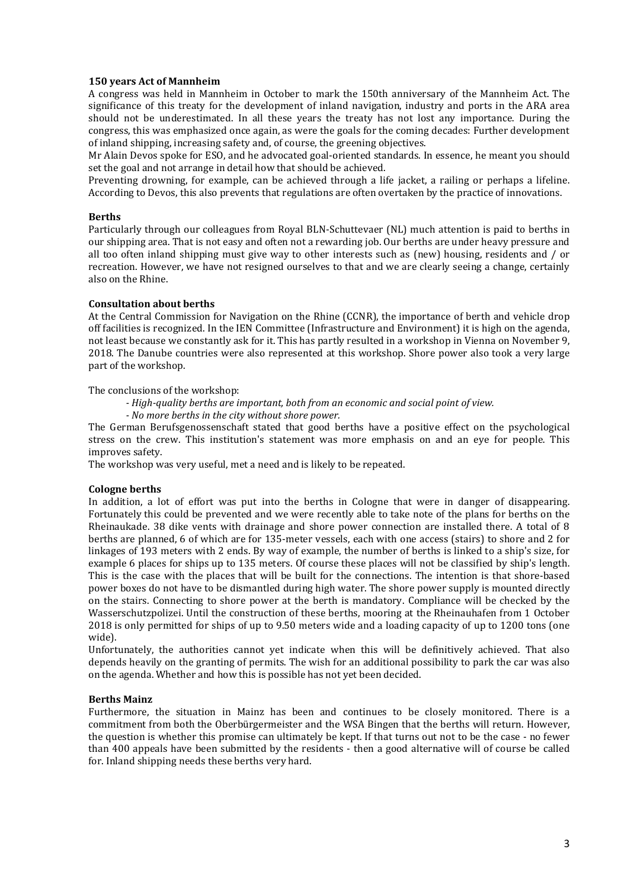**150 years Act of Mannheim**

A congress was held in Mannheim in October to mark the 150th anniversary of the Mannheim Act. The significance of this treaty for the development of inland navigation, industry and ports in the ARA area should not be underestimated. In all these years the treaty has not lost any importance. During the congress, this was emphasized once again, as were the goals for the coming decades: Further development of inland shipping, increasing safety and, of course, the greening objectives.

Mr Alain Devos spoke for ESO, and he advocated goal-oriented standards. In essence, he meant you should set the goal and not arrange in detail how that should be achieved.

Preventing drowning, for example, can be achieved through a life jacket, a railing or perhaps a lifeline. According to Devos, this also prevents that regulations are often overtaken by the practice of innovations.

**Berths**

Particularly through our colleagues from Royal BLN-Schuttevaer (NL) much attention is paid to berths in our shipping area. That is not easy and often not a rewarding job. Our berths are under heavy pressure and all too often inland shipping must give way to other interests such as (new) housing, residents and / or recreation. However, we have not resigned ourselves to that and we are clearly seeing a change, certainly also on the Rhine.

**Consultation about berths**

At the Central Commission for Navigation on the Rhine (CCNR), the importance of berth and vehicle drop off facilities is recognized. In the IEN Committee (Infrastructure and Environment) it is high on the agenda, not least because we constantly ask for it. This has partly resulted in a workshop in Vienna on November 9, 2018. The Danube countries were also represented at this workshop. Shore power also took a very large part of the workshop.

The conclusions of the workshop:

- *High-quality berths are important, both from an economic and social point of view.*
- *No more berths in the city without shore power.*

The German Berufsgenossenschaft stated that good berths have a positive effect on the psychological stress on the crew. This institution's statement was more emphasis on and an eye for people. This improves safety.

The workshop was very useful, met a need and is likely to be repeated.

**Cologne berths**

In addition, a lot of effort was put into the berths in Cologne that were in danger of disappearing. Fortunately this could be prevented and we were recently able to take note of the plans for berths on the Rheinaukade. 38 dike vents with drainage and shore power connection are installed there. A total of 8 berths are planned, 6 of which are for 135-meter vessels, each with one access (stairs) to shore and 2 for linkages of 193 meters with 2 ends. By way of example, the number of berths is linked to a ship's size, for example 6 places for ships up to 135 meters. Of course these places will not be classified by ship's length. This is the case with the places that will be built for the connections. The intention is that shore-based power boxes do not have to be dismantled during high water. The shore power supply is mounted directly on the stairs. Connecting to shore power at the berth is mandatory. Compliance will be checked by the Wasserschutzpolizei. Until the construction of these berths, mooring at the Rheinauhafen from 1 October 2018 is only permitted for ships of up to 9.50 meters wide and a loading capacity of up to 1200 tons (one wide).

Unfortunately, the authorities cannot yet indicate when this will be definitively achieved. That also depends heavily on the granting of permits. The wish for an additional possibility to park the car was also on the agenda. Whether and how this is possible has not yet been decided.

**Berths Mainz**

Furthermore, the situation in Mainz has been and continues to be closely monitored. There is a commitment from both the Oberbürgermeister and the WSA Bingen that the berths will return. However, the question is whether this promise can ultimately be kept. If that turns out not to be the case - no fewer than 400 appeals have been submitted by the residents - then a good alternative will of course be called for. Inland shipping needs these berths very hard.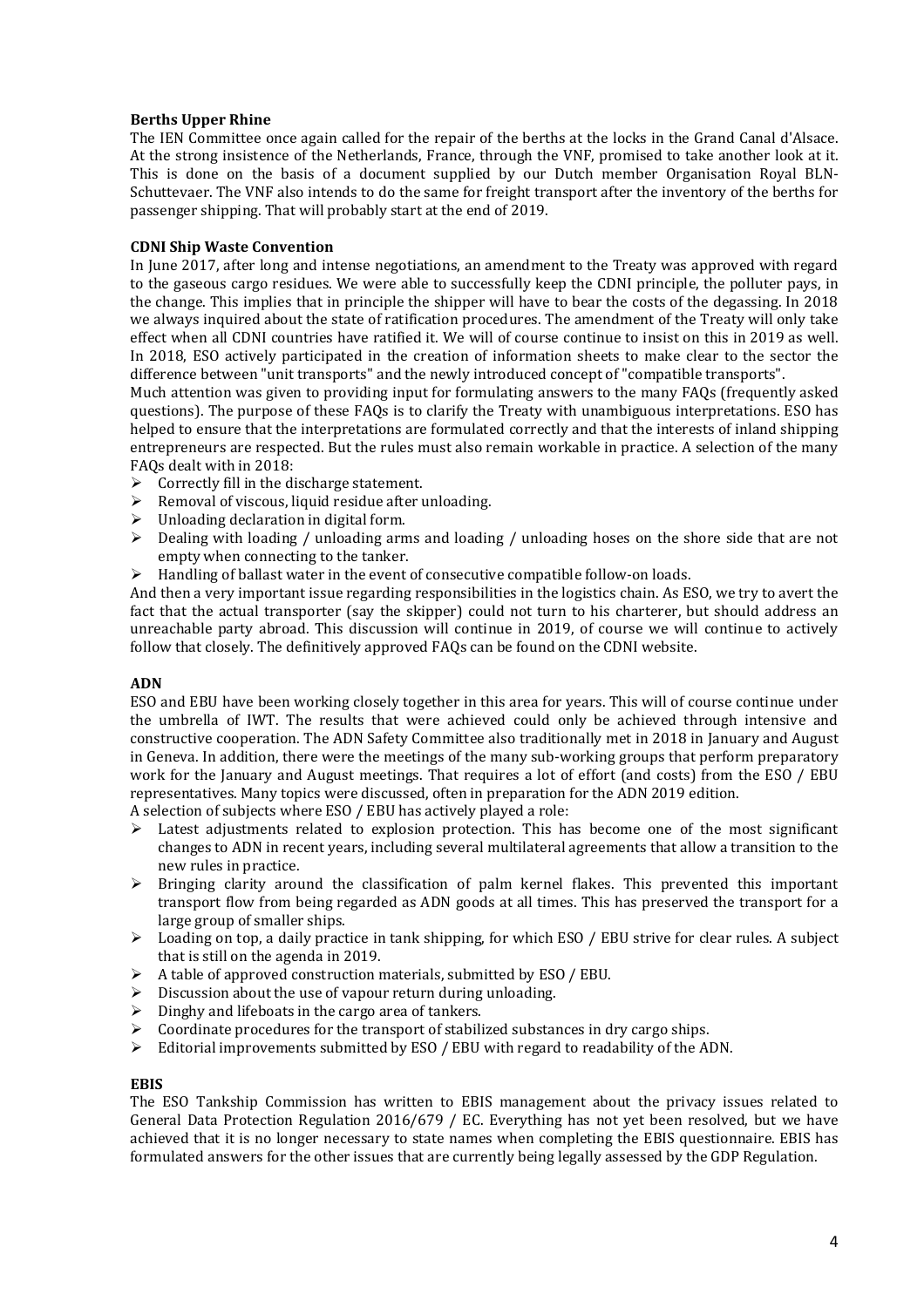**Berths Upper Rhine**

The IEN Committee once again called for the repair of the berths at the locks in the Grand Canal d'Alsace. At the strong insistence of the Netherlands, France, through the VNF, promised to take another look at it. This is done on the basis of a document supplied by our Dutch member Organisation Royal BLN-Schuttevaer. The VNF also intends to do the same for freight transport after the inventory of the berths for passenger shipping. That will probably start at the end of 2019.

**CDNI Ship Waste Convention**

In June 2017, after long and intense negotiations, an amendment to the Treaty was approved with regard to the gaseous cargo residues. We were able to successfully keep the CDNI principle, the polluter pays, in the change. This implies that in principle the shipper will have to bear the costs of the degassing. In 2018 we always inquired about the state of ratification procedures. The amendment of the Treaty will only take effect when all CDNI countries have ratified it. We will of course continue to insist on this in 2019 as well. In 2018, ESO actively participated in the creation of information sheets to make clear to the sector the difference between "unit transports" and the newly introduced concept of "compatible transports".

Much attention was given to providing input for formulating answers to the many FAQs (frequently asked questions). The purpose of these FAQs is to clarify the Treaty with unambiguous interpretations. ESO has helped to ensure that the interpretations are formulated correctly and that the interests of inland shipping entrepreneurs are respected. But the rules must also remain workable in practice. A selection of the many FAQs dealt with in 2018:

- Correctly fill in the discharge statement.
- Removal of viscous, liquid residue after unloading.
- Unloading declaration in digital form.
- Dealing with loading / unloading arms and loading / unloading hoses on the shore side that are not empty when connecting to the tanker.
- Handling of ballast water in the event of consecutive compatible follow-on loads.

And then a very important issue regarding responsibilities in the logistics chain. As ESO, we try to avert the fact that the actual transporter (say the skipper) could not turn to his charterer, but should address an unreachable party abroad. This discussion will continue in 2019, of course we will continue to actively follow that closely. The definitively approved FAQs can be found on the CDNI website.

**ADN**

ESO and EBU have been working closely together in this area for years. This will of course continue under the umbrella of IWT. The results that were achieved could only be achieved through intensive and constructive cooperation. The ADN Safety Committee also traditionally met in 2018 in January and August in Geneva. In addition, there were the meetings of the many sub-working groups that perform preparatory work for the January and August meetings. That requires a lot of effort (and costs) from the ESO / EBU representatives. Many topics were discussed, often in preparation for the ADN 2019 edition.

A selection of subjects where ESO / EBU has actively played a role:

- Latest adjustments related to explosion protection. This has become one of the most significant changes to ADN in recent years, including several multilateral agreements that allow a transition to the new rules in practice.
- Bringing clarity around the classification of palm kernel flakes. This prevented this important transport flow from being regarded as ADN goods at all times. This has preserved the transport for a large group of smaller ships.
- Loading on top, a daily practice in tank shipping, for which ESO / EBU strive for clear rules. A subject that is still on the agenda in 2019.
- A table of approved construction materials, submitted by ESO / EBU.
- Discussion about the use of vapour return during unloading.
- Dinghy and lifeboats in the cargo area of tankers.
- Coordinate procedures for the transport of stabilized substances in dry cargo ships.
- Editorial improvements submitted by ESO / EBU with regard to readability of the ADN.

**EBIS**

The ESO Tankship Commission has written to EBIS management about the privacy issues related to General Data Protection Regulation 2016/679 / EC. Everything has not yet been resolved, but we have achieved that it is no longer necessary to state names when completing the EBIS questionnaire. EBIS has formulated answers for the other issues that are currently being legally assessed by the GDP Regulation.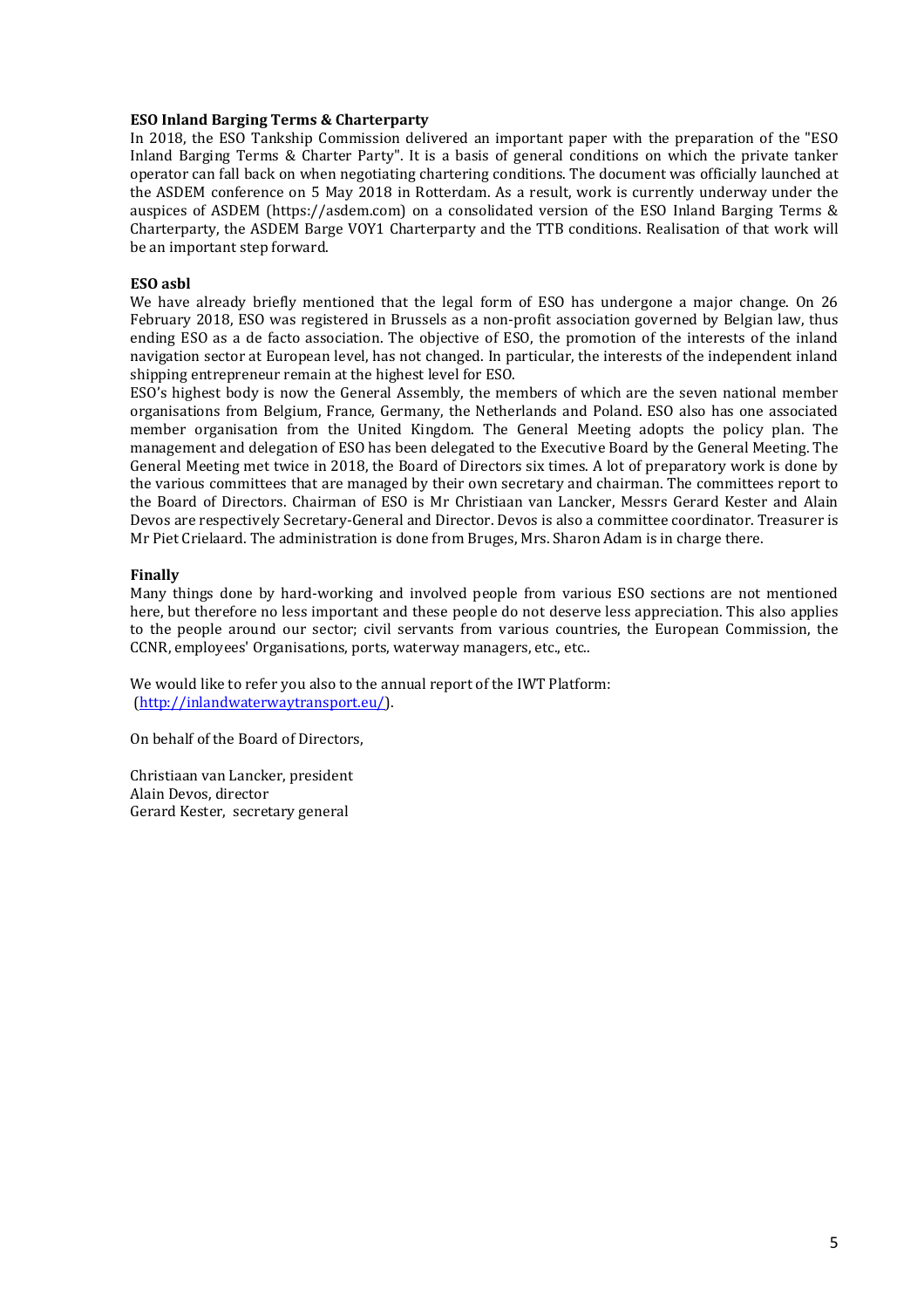**ESO Inland Barging Terms & Charterparty**

In 2018, the ESO Tankship Commission delivered an important paper with the preparation of the "ESO Inland Barging Terms & Charter Party". It is a basis of general conditions on which the private tanker operator can fall back on when negotiating chartering conditions. The document was officially launched at the ASDEM conference on 5 May 2018 in Rotterdam. As a result, work is currently underway under the auspices of ASDEM (https://asdem.com) on a consolidated version of the ESO Inland Barging Terms & Charterparty, the ASDEM Barge VOY1 Charterparty and the TTB conditions. Realisation of that work will be an important step forward.

**ESO asbl**

We have already briefly mentioned that the legal form of ESO has undergone a major change. On 26 February 2018, ESO was registered in Brussels as a non-profit association governed by Belgian law, thus ending ESO as a de facto association. The objective of ESO, the promotion of the interests of the inland navigation sector at European level, has not changed. In particular, the interests of the independent inland shipping entrepreneur remain at the highest level for ESO.

ESO's highest body is now the General Assembly, the members of which are the seven national member organisations from Belgium, France, Germany, the Netherlands and Poland. ESO also has one associated member organisation from the United Kingdom. The General Meeting adopts the policy plan. The management and delegation of ESO has been delegated to the Executive Board by the General Meeting. The General Meeting met twice in 2018, the Board of Directors six times. A lot of preparatory work is done by the various committees that are managed by their own secretary and chairman. The committees report to the Board of Directors. Chairman of ESO is Mr Christiaan van Lancker, Messrs Gerard Kester and Alain Devos are respectively Secretary-General and Director. Devos is also a committee coordinator. Treasurer is Mr Piet Crielaard. The administration is done from Bruges, Mrs. Sharon Adam is in charge there.

**Finally**

Many things done by hard-working and involved people from various ESO sections are not mentioned here, but therefore no less important and these people do not deserve less appreciation. This also applies to the people around our sector; civil servants from various countries, the European Commission, the CCNR, employees' Organisations, ports, waterway managers, etc., etc..

We would like to refer you also to the annual report of the IWT Platform: (http://inlandwaterwaytransport.eu/).

On behalf of the Board of Directors,

Christiaan van Lancker, president
Alain Devos, director
Gerard Kester, secretary general